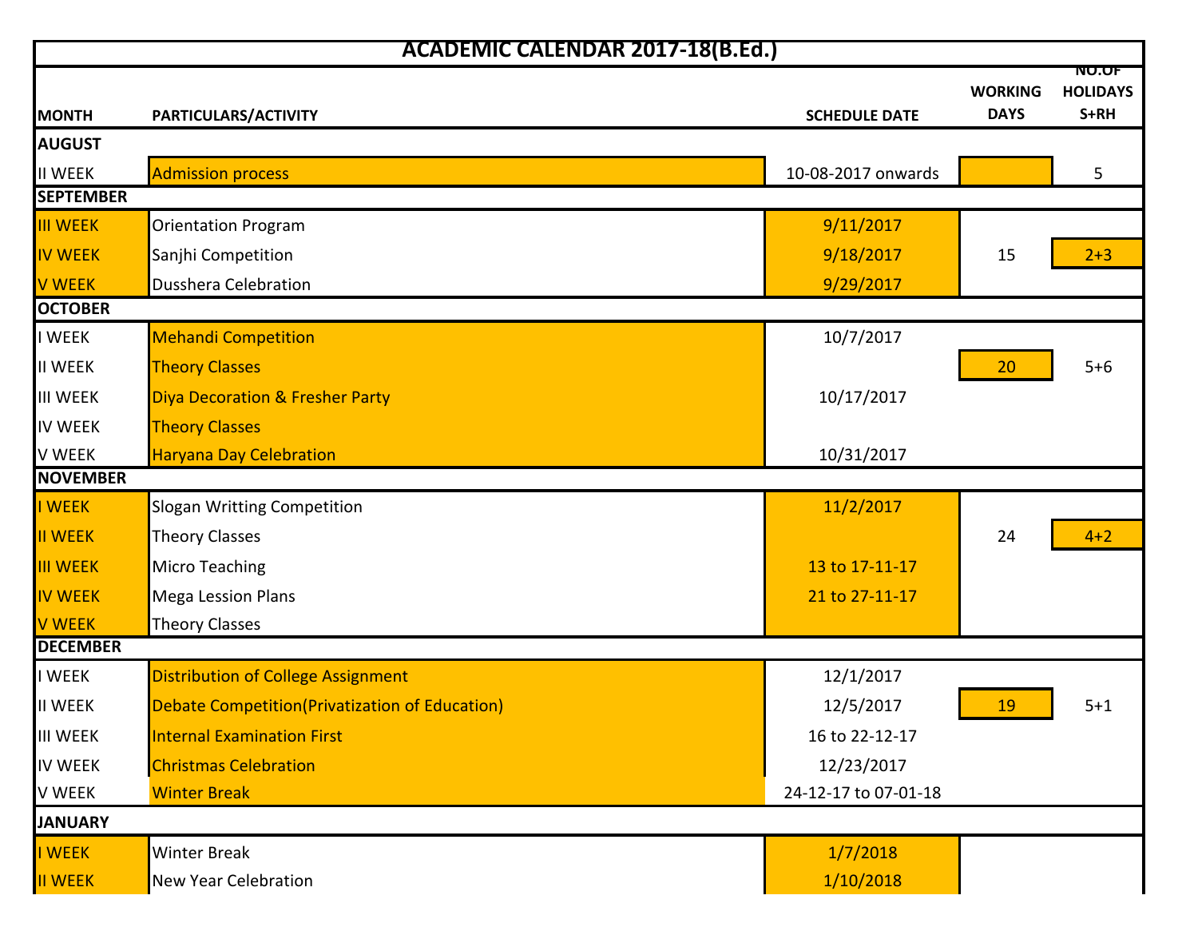# ACADEMIC CALENDAR 2017-18(B.Ed.)

| MONTH | PARTICULARS/ACTIVITY | SCHEDULE DATE | WORKING DAYS | NO.OF HOLIDAYS S+RH |
|---|---|---|---|---|
| **AUGUST** | | | | |
| II WEEK | Admission process | 10-08-2017 onwards | | 5 |
| **SEPTEMBER** | | | | |
| III WEEK | Orientation Program | 9/11/2017 | | |
| IV WEEK | Sanjhi Competition | 9/18/2017 | 15 | 2+3 |
| V WEEK | Dusshera Celebration | 9/29/2017 | | |
| **OCTOBER** | | | | |
| I WEEK | Mehandi Competition | 10/7/2017 | | |
| II WEEK | Theory Classes | | 20 | 5+6 |
| III WEEK | Diya Decoration & Fresher Party | 10/17/2017 | | |
| IV WEEK | Theory Classes | | | |
| V WEEK | Haryana Day Celebration | 10/31/2017 | | |
| **NOVEMBER** | | | | |
| I WEEK | Slogan Writting Competition | 11/2/2017 | | |
| II WEEK | Theory Classes | | 24 | 4+2 |
| III WEEK | Micro Teaching | 13 to 17-11-17 | | |
| IV WEEK | Mega Lession Plans | 21 to 27-11-17 | | |
| V WEEK | Theory Classes | | | |
| **DECEMBER** | | | | |
| I WEEK | Distribution of College Assignment | 12/1/2017 | | |
| II WEEK | Debate Competition(Privatization of Education) | 12/5/2017 | 19 | 5+1 |
| III WEEK | Internal Examination First | 16 to 22-12-17 | | |
| IV WEEK | Christmas Celebration | 12/23/2017 | | |
| V WEEK | Winter Break | 24-12-17 to 07-01-18 | | |
| **JANUARY** | | | | |
| I WEEK | Winter Break | 1/7/2018 | | |
| II WEEK | New Year Celebration | 1/10/2018 | | |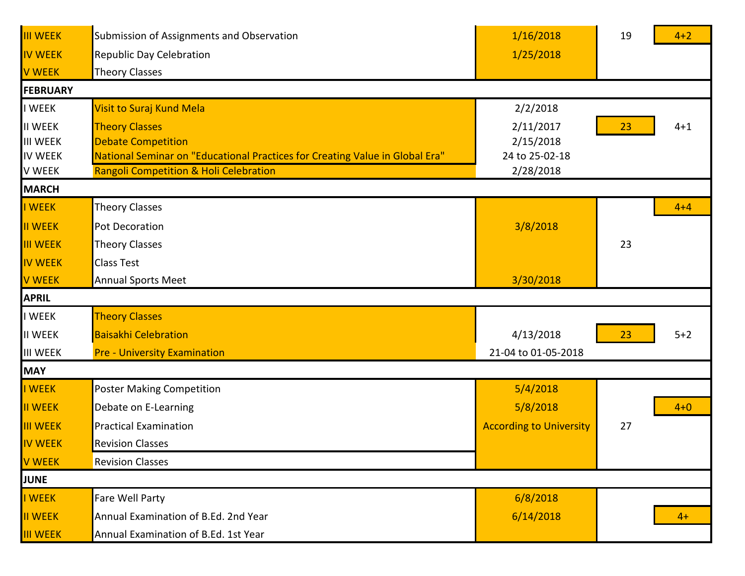| | | | | |
|---|---|---|---|---|
| III WEEK | Submission of Assignments and Observation | 1/16/2018 | 19 | 4+2 |
| IV WEEK | Republic Day Celebration | 1/25/2018 | | |
| V WEEK | Theory Classes | | | |
| **FEBRUARY** | | | | |
| I WEEK | Visit to Suraj Kund Mela | 2/2/2018 | | |
| II WEEK | Theory Classes | 2/11/2017 | 23 | 4+1 |
| III WEEK | Debate Competition | 2/15/2018 | | |
| IV WEEK | National Seminar on "Educational Practices for Creating Value in Global Era" | 24 to 25-02-18 | | |
| V WEEK | Rangoli Competition & Holi Celebration | 2/28/2018 | | |
| **MARCH** | | | | |
| I WEEK | Theory Classes | | | 4+4 |
| II WEEK | Pot Decoration | 3/8/2018 | | |
| III WEEK | Theory Classes | | 23 | |
| IV WEEK | Class Test | | | |
| V WEEK | Annual Sports Meet | 3/30/2018 | | |
| **APRIL** | | | | |
| I WEEK | Theory Classes | | | |
| II WEEK | Baisakhi Celebration | 4/13/2018 | 23 | 5+2 |
| III WEEK | Pre - University Examination | 21-04 to 01-05-2018 | | |
| **MAY** | | | | |
| I WEEK | Poster Making Competition | 5/4/2018 | | |
| II WEEK | Debate on E-Learning | 5/8/2018 | | 4+0 |
| III WEEK | Practical Examination | According to University | 27 | |
| IV WEEK | Revision Classes | | | |
| V WEEK | Revision Classes | | | |
| **JUNE** | | | | |
| I WEEK | Fare Well Party | 6/8/2018 | | |
| II WEEK | Annual Examination of B.Ed. 2nd Year | 6/14/2018 | | 4+ |
| III WEEK | Annual Examination of B.Ed. 1st Year | | | |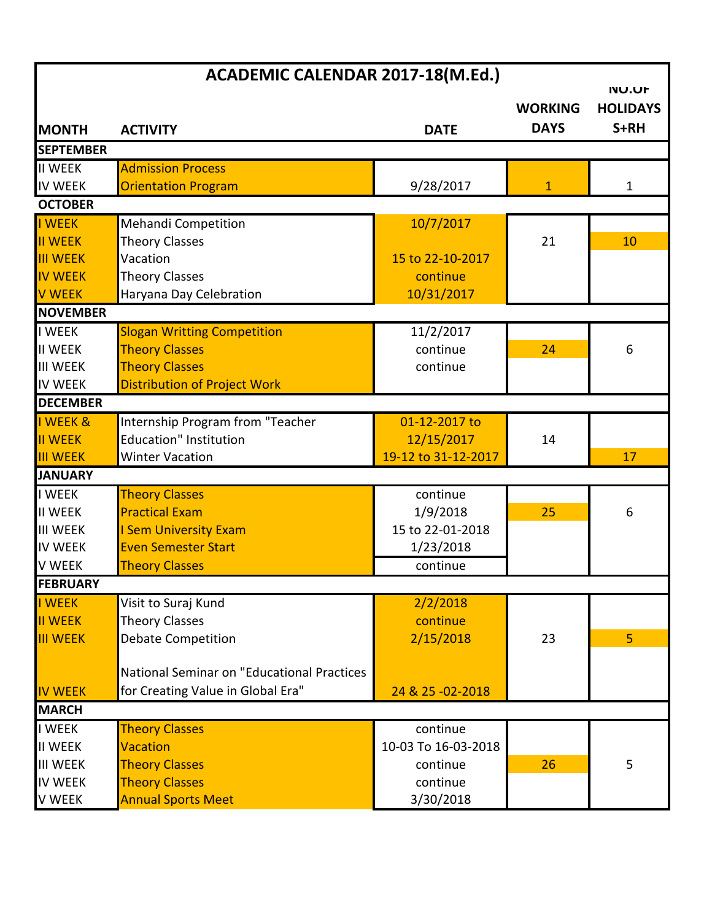# ACADEMIC CALENDAR 2017-18(M.Ed.)

| MONTH | ACTIVITY | DATE | WORKING DAYS | NO.OF HOLIDAYS S+RH |
|---|---|---|---|---|
| **SEPTEMBER** | | | | |
| II WEEK | Admission Process | | | |
| IV WEEK | Orientation Program | 9/28/2017 | 1 | 1 |
| **OCTOBER** | | | | |
| I WEEK | Mehandi Competition | 10/7/2017 | | |
| II WEEK | Theory Classes | | 21 | 10 |
| III WEEK | Vacation | 15 to 22-10-2017 | | |
| IV WEEK | Theory Classes | continue | | |
| V WEEK | Haryana Day Celebration | 10/31/2017 | | |
| **NOVEMBER** | | | | |
| I WEEK | Slogan Writting Competition | 11/2/2017 | | |
| II WEEK | Theory Classes | continue | 24 | 6 |
| III WEEK | Theory Classes | continue | | |
| IV WEEK | Distribution of Project Work | | | |
| **DECEMBER** | | | | |
| I WEEK & II WEEK | Internship Program from "Teacher Education" Institution | 01-12-2017 to 12/15/2017 | 14 | |
| III WEEK | Winter Vacation | 19-12 to 31-12-2017 | | 17 |
| **JANUARY** | | | | |
| I WEEK | Theory Classes | continue | | |
| II WEEK | Practical Exam | 1/9/2018 | 25 | 6 |
| III WEEK | I Sem University Exam | 15 to 22-01-2018 | | |
| IV WEEK | Even Semester Start | 1/23/2018 | | |
| V WEEK | Theory Classes | continue | | |
| **FEBRUARY** | | | | |
| I WEEK | Visit to Suraj Kund | 2/2/2018 | | |
| II WEEK | Theory Classes | continue | | |
| III WEEK | Debate Competition | 2/15/2018 | 23 | 5 |
| IV WEEK | National Seminar on "Educational Practices for Creating Value in Global Era" | 24 & 25 -02-2018 | | |
| **MARCH** | | | | |
| I WEEK | Theory Classes | continue | | |
| II WEEK | Vacation | 10-03 To 16-03-2018 | | |
| III WEEK | Theory Classes | continue | 26 | 5 |
| IV WEEK | Theory Classes | continue | | |
| V WEEK | Annual Sports Meet | 3/30/2018 | | |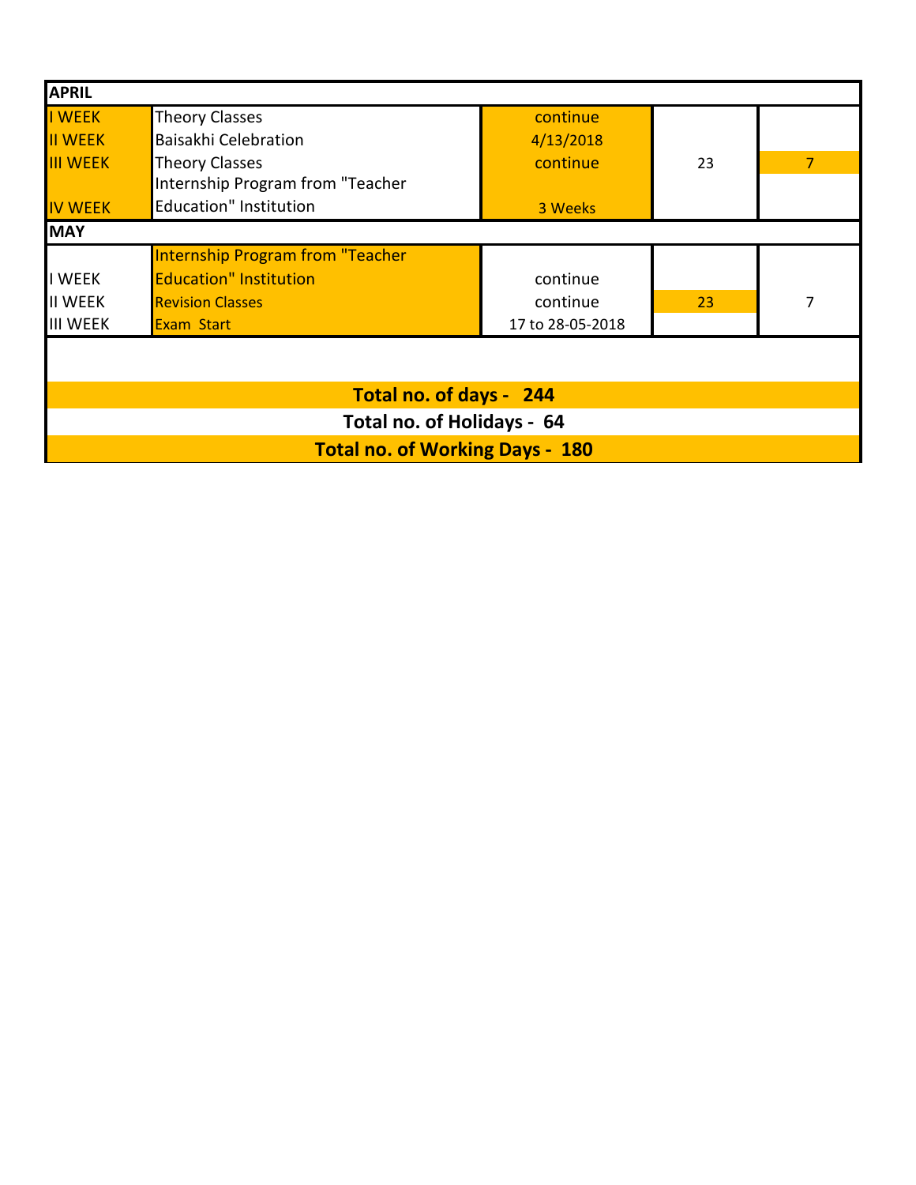| | | | | |
|---|---|---|---|---|
| **APRIL** | | | | |
| I WEEK | Theory Classes | continue | 23 | 7 |
| II WEEK | Baisakhi Celebration | 4/13/2018 | | |
| III WEEK | Theory Classes | continue | | |
| IV WEEK | Internship Program from "Teacher Education" Institution | 3 Weeks | | |
| **MAY** | | | | |
| I WEEK | Internship Program from "Teacher Education" Institution | continue | 23 | 7 |
| II WEEK | Revision Classes | continue | | |
| III WEEK | Exam Start | 17 to 28-05-2018 | | |

**Total no. of days - 244**

**Total no. of Holidays - 64**

**Total no. of Working Days - 180**